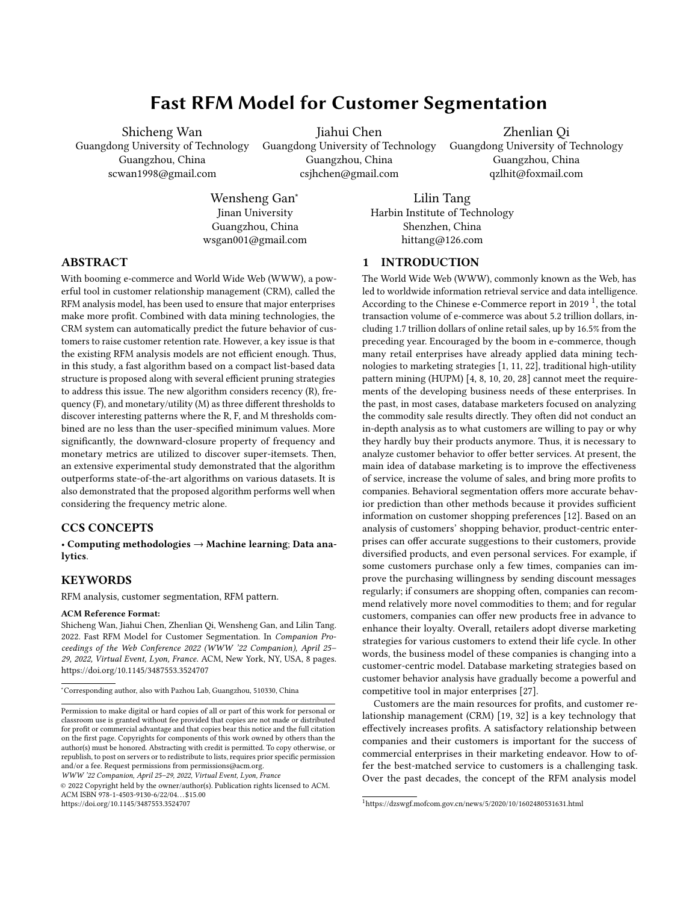# Fast RFM Model for Customer Segmentation

Shicheng Wan
Guangdong University of Technology
Guangzhou, China
scwan1998@gmail.com

Jiahui Chen
Guangdong University of Technology
Guangzhou, China
csjhchen@gmail.com

Zhenlian Qi
Guangdong University of Technology
Guangzhou, China
qzlhit@foxmail.com

Wensheng Gan*
Jinan University
Guangzhou, China
wsgan001@gmail.com

Lilin Tang
Harbin Institute of Technology
Shenzhen, China
hittang@126.com

## ABSTRACT

With booming e-commerce and World Wide Web (WWW), a powerful tool in customer relationship management (CRM), called the RFM analysis model, has been used to ensure that major enterprises make more profit. Combined with data mining technologies, the CRM system can automatically predict the future behavior of customers to raise customer retention rate. However, a key issue is that the existing RFM analysis models are not efficient enough. Thus, in this study, a fast algorithm based on a compact list-based data structure is proposed along with several efficient pruning strategies to address this issue. The new algorithm considers recency (R), frequency (F), and monetary/utility (M) as three different thresholds to discover interesting patterns where the R, F, and M thresholds combined are no less than the user-specified minimum values. More significantly, the downward-closure property of frequency and monetary metrics are utilized to discover super-itemsets. Then, an extensive experimental study demonstrated that the algorithm outperforms state-of-the-art algorithms on various datasets. It is also demonstrated that the proposed algorithm performs well when considering the frequency metric alone.

## CCS CONCEPTS

• **Computing methodologies → Machine learning**; **Data analytics**.

## KEYWORDS

RFM analysis, customer segmentation, RFM pattern.

**ACM Reference Format:**
Shicheng Wan, Jiahui Chen, Zhenlian Qi, Wensheng Gan, and Lilin Tang. 2022. Fast RFM Model for Customer Segmentation. In *Companion Proceedings of the Web Conference 2022 (WWW '22 Companion), April 25–29, 2022, Virtual Event, Lyon, France.* ACM, New York, NY, USA, 8 pages. https://doi.org/10.1145/3487553.3524707

*Corresponding author, also with Pazhou Lab, Guangzhou, 510330, China

Permission to make digital or hard copies of all or part of this work for personal or classroom use is granted without fee provided that copies are not made or distributed for profit or commercial advantage and that copies bear this notice and the full citation on the first page. Copyrights for components of this work owned by others than the author(s) must be honored. Abstracting with credit is permitted. To copy otherwise, or republish, to post on servers or to redistribute to lists, requires prior specific permission and/or a fee. Request permissions from permissions@acm.org.
*WWW '22 Companion, April 25–29, 2022, Virtual Event, Lyon, France*
© 2022 Copyright held by the owner/author(s). Publication rights licensed to ACM.
ACM ISBN 978-1-4503-9130-6/22/04…$15.00
https://doi.org/10.1145/3487553.3524707

## 1 INTRODUCTION

The World Wide Web (WWW), commonly known as the Web, has led to worldwide information retrieval service and data intelligence. According to the Chinese e-Commerce report in 2019 [1], the total transaction volume of e-commerce was about 5.2 trillion dollars, including 1.7 trillion dollars of online retail sales, up by 16.5% from the preceding year. Encouraged by the boom in e-commerce, though many retail enterprises have already applied data mining technologies to marketing strategies [1, 11, 22], traditional high-utility pattern mining (HUPM) [4, 8, 10, 20, 28] cannot meet the requirements of the developing business needs of these enterprises. In the past, in most cases, database marketers focused on analyzing the commodity sale results directly. They often did not conduct an in-depth analysis as to what customers are willing to pay or why they hardly buy their products anymore. Thus, it is necessary to analyze customer behavior to offer better services. At present, the main idea of database marketing is to improve the effectiveness of service, increase the volume of sales, and bring more profits to companies. Behavioral segmentation offers more accurate behavior prediction than other methods because it provides sufficient information on customer shopping preferences [12]. Based on an analysis of customers' shopping behavior, product-centric enterprises can offer accurate suggestions to their customers, provide diversified products, and even personal services. For example, if some customers purchase only a few times, companies can improve the purchasing willingness by sending discount messages regularly; if consumers are shopping often, companies can recommend relatively more novel commodities to them; and for regular customers, companies can offer new products free in advance to enhance their loyalty. Overall, retailers adopt diverse marketing strategies for various customers to extend their life cycle. In other words, the business model of these companies is changing into a customer-centric model. Database marketing strategies based on customer behavior analysis have gradually become a powerful and competitive tool in major enterprises [27].

Customers are the main resources for profits, and customer relationship management (CRM) [19, 32] is a key technology that effectively increases profits. A satisfactory relationship between companies and their customers is important for the success of commercial enterprises in their marketing endeavor. How to offer the best-matched service to customers is a challenging task. Over the past decades, the concept of the RFM analysis model

[1] https://dzswgf.mofcom.gov.cn/news/5/2020/10/1602480531631.html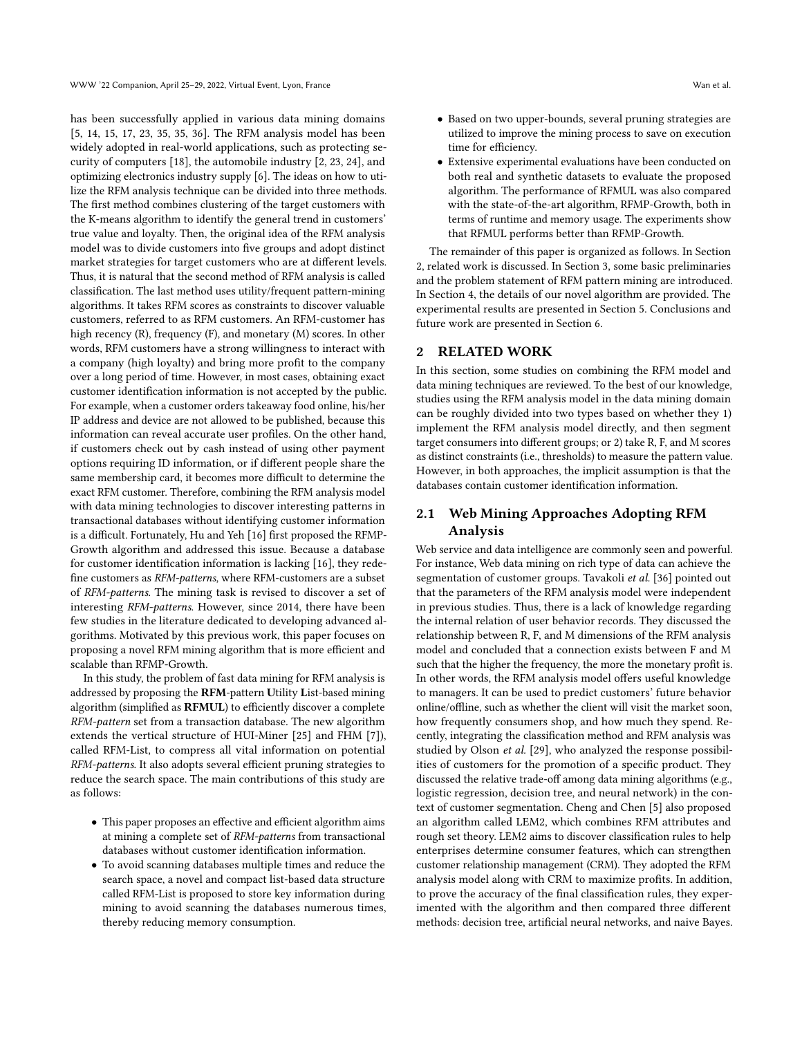has been successfully applied in various data mining domains [5, 14, 15, 17, 23, 35, 35, 36]. The RFM analysis model has been widely adopted in real-world applications, such as protecting security of computers [18], the automobile industry [2, 23, 24], and optimizing electronics industry supply [6]. The ideas on how to utilize the RFM analysis technique can be divided into three methods. The first method combines clustering of the target customers with the K-means algorithm to identify the general trend in customers' true value and loyalty. Then, the original idea of the RFM analysis model was to divide customers into five groups and adopt distinct market strategies for target customers who are at different levels. Thus, it is natural that the second method of RFM analysis is called classification. The last method uses utility/frequent pattern-mining algorithms. It takes RFM scores as constraints to discover valuable customers, referred to as RFM customers. An RFM-customer has high recency (R), frequency (F), and monetary (M) scores. In other words, RFM customers have a strong willingness to interact with a company (high loyalty) and bring more profit to the company over a long period of time. However, in most cases, obtaining exact customer identification information is not accepted by the public. For example, when a customer orders takeaway food online, his/her IP address and device are not allowed to be published, because this information can reveal accurate user profiles. On the other hand, if customers check out by cash instead of using other payment options requiring ID information, or if different people share the same membership card, it becomes more difficult to determine the exact RFM customer. Therefore, combining the RFM analysis model with data mining technologies to discover interesting patterns in transactional databases without identifying customer information is a difficult. Fortunately, Hu and Yeh [16] first proposed the RFMP-Growth algorithm and addressed this issue. Because a database for customer identification information is lacking [16], they redefine customers as *RFM-patterns*, where RFM-customers are a subset of *RFM-patterns*. The mining task is revised to discover a set of interesting *RFM-patterns*. However, since 2014, there have been few studies in the literature dedicated to developing advanced algorithms. Motivated by this previous work, this paper focuses on proposing a novel RFM mining algorithm that is more efficient and scalable than RFMP-Growth.

In this study, the problem of fast data mining for RFM analysis is addressed by proposing the **RFM**-pattern **U**tility **L**ist-based mining algorithm (simplified as **RFMUL**) to efficiently discover a complete *RFM-pattern* set from a transaction database. The new algorithm extends the vertical structure of HUI-Miner [25] and FHM [7]), called RFM-List, to compress all vital information on potential *RFM-patterns*. It also adopts several efficient pruning strategies to reduce the search space. The main contributions of this study are as follows:

- This paper proposes an effective and efficient algorithm aims at mining a complete set of *RFM-patterns* from transactional databases without customer identification information.
- To avoid scanning databases multiple times and reduce the search space, a novel and compact list-based data structure called RFM-List is proposed to store key information during mining to avoid scanning the databases numerous times, thereby reducing memory consumption.
- Based on two upper-bounds, several pruning strategies are utilized to improve the mining process to save on execution time for efficiency.
- Extensive experimental evaluations have been conducted on both real and synthetic datasets to evaluate the proposed algorithm. The performance of RFMUL was also compared with the state-of-the-art algorithm, RFMP-Growth, both in terms of runtime and memory usage. The experiments show that RFMUL performs better than RFMP-Growth.

The remainder of this paper is organized as follows. In Section 2, related work is discussed. In Section 3, some basic preliminaries and the problem statement of RFM pattern mining are introduced. In Section 4, the details of our novel algorithm are provided. The experimental results are presented in Section 5. Conclusions and future work are presented in Section 6.

## 2 RELATED WORK

In this section, some studies on combining the RFM model and data mining techniques are reviewed. To the best of our knowledge, studies using the RFM analysis model in the data mining domain can be roughly divided into two types based on whether they 1) implement the RFM analysis model directly, and then segment target consumers into different groups; or 2) take R, F, and M scores as distinct constraints (i.e., thresholds) to measure the pattern value. However, in both approaches, the implicit assumption is that the databases contain customer identification information.

### 2.1 Web Mining Approaches Adopting RFM Analysis

Web service and data intelligence are commonly seen and powerful. For instance, Web data mining on rich type of data can achieve the segmentation of customer groups. Tavakoli *et al.* [36] pointed out that the parameters of the RFM analysis model were independent in previous studies. Thus, there is a lack of knowledge regarding the internal relation of user behavior records. They discussed the relationship between R, F, and M dimensions of the RFM analysis model and concluded that a connection exists between F and M such that the higher the frequency, the more the monetary profit is. In other words, the RFM analysis model offers useful knowledge to managers. It can be used to predict customers' future behavior online/offline, such as whether the client will visit the market soon, how frequently consumers shop, and how much they spend. Recently, integrating the classification method and RFM analysis was studied by Olson *et al.* [29], who analyzed the response possibilities of customers for the promotion of a specific product. They discussed the relative trade-off among data mining algorithms (e.g., logistic regression, decision tree, and neural network) in the context of customer segmentation. Cheng and Chen [5] also proposed an algorithm called LEM2, which combines RFM attributes and rough set theory. LEM2 aims to discover classification rules to help enterprises determine consumer features, which can strengthen customer relationship management (CRM). They adopted the RFM analysis model along with CRM to maximize profits. In addition, to prove the accuracy of the final classification rules, they experimented with the algorithm and then compared three different methods: decision tree, artificial neural networks, and naive Bayes.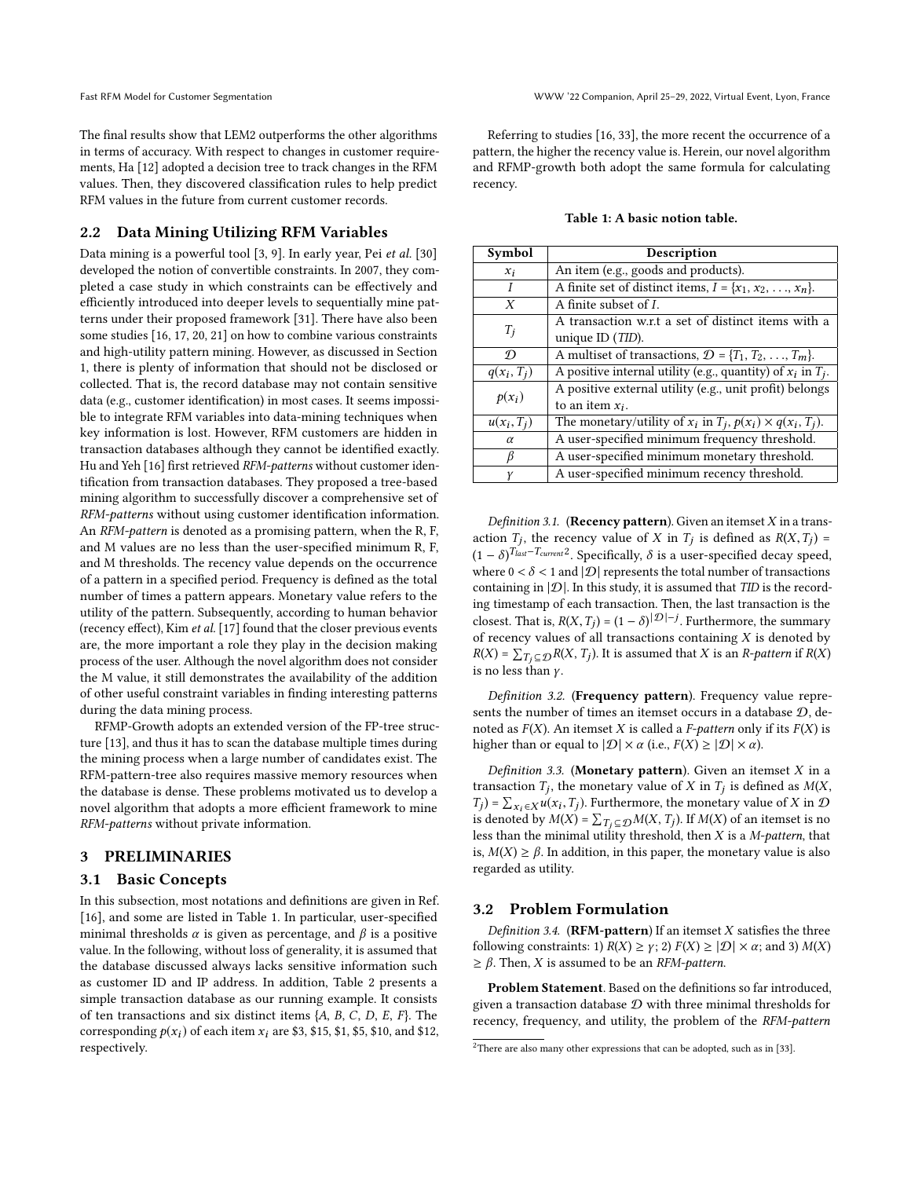The final results show that LEM2 outperforms the other algorithms in terms of accuracy. With respect to changes in customer requirements, Ha [12] adopted a decision tree to track changes in the RFM values. Then, they discovered classification rules to help predict RFM values in the future from current customer records.

## 2.2 Data Mining Utilizing RFM Variables

Data mining is a powerful tool [3, 9]. In early year, Pei *et al.* [30] developed the notion of convertible constraints. In 2007, they completed a case study in which constraints can be effectively and efficiently introduced into deeper levels to sequentially mine patterns under their proposed framework [31]. There have also been some studies [16, 17, 20, 21] on how to combine various constraints and high-utility pattern mining. However, as discussed in Section 1, there is plenty of information that should not be disclosed or collected. That is, the record database may not contain sensitive data (e.g., customer identification) in most cases. It seems impossible to integrate RFM variables into data-mining techniques when key information is lost. However, RFM customers are hidden in transaction databases although they cannot be identified exactly. Hu and Yeh [16] first retrieved *RFM-patterns* without customer identification from transaction databases. They proposed a tree-based mining algorithm to successfully discover a comprehensive set of *RFM-patterns* without using customer identification information. An *RFM-pattern* is denoted as a promising pattern, when the R, F, and M values are no less than the user-specified minimum R, F, and M thresholds. The recency value depends on the occurrence of a pattern in a specified period. Frequency is defined as the total number of times a pattern appears. Monetary value refers to the utility of the pattern. Subsequently, according to human behavior (recency effect), Kim *et al.* [17] found that the closer previous events are, the more important a role they play in the decision making process of the user. Although the novel algorithm does not consider the M value, it still demonstrates the availability of the addition of other useful constraint variables in finding interesting patterns during the data mining process.

RFMP-Growth adopts an extended version of the FP-tree structure [13], and thus it has to scan the database multiple times during the mining process when a large number of candidates exist. The RFM-pattern-tree also requires massive memory resources when the database is dense. These problems motivated us to develop a novel algorithm that adopts a more efficient framework to mine *RFM-patterns* without private information.

# 3 PRELIMINARIES

## 3.1 Basic Concepts

In this subsection, most notations and definitions are given in Ref. [16], and some are listed in Table 1. In particular, user-specified minimal thresholds $\alpha$ is given as percentage, and $\beta$ is a positive value. In the following, without loss of generality, it is assumed that the database discussed always lacks sensitive information such as customer ID and IP address. In addition, Table 2 presents a simple transaction database as our running example. It consists of ten transactions and six distinct items {$A$, $B$, $C$, $D$, $E$, $F$}. The corresponding $p(x_i)$ of each item $x_i$ are \$3, \$15, \$1, \$5, \$10, and \$12, respectively.

Referring to studies [16, 33], the more recent the occurrence of a pattern, the higher the recency value is. Herein, our novel algorithm and RFMP-growth both adopt the same formula for calculating recency.

**Table 1: A basic notion table.**

| Symbol | Description |
|---|---|
| $x_i$ | An item (e.g., goods and products). |
| $I$ | A finite set of distinct items, $I = \{x_1, x_2, \ldots, x_n\}$. |
| $X$ | A finite subset of $I$. |
| $T_j$ | A transaction w.r.t a set of distinct items with a unique ID (*TID*). |
| $\mathcal{D}$ | A multiset of transactions, $\mathcal{D} = \{T_1, T_2, \ldots, T_m\}$. |
| $q(x_i, T_j)$ | A positive internal utility (e.g., quantity) of $x_i$ in $T_j$. |
| $p(x_i)$ | A positive external utility (e.g., unit profit) belongs to an item $x_i$. |
| $u(x_i, T_j)$ | The monetary/utility of $x_i$ in $T_j$, $p(x_i) \times q(x_i, T_j)$. |
| $\alpha$ | A user-specified minimum frequency threshold. |
| $\beta$ | A user-specified minimum monetary threshold. |
| $\gamma$ | A user-specified minimum recency threshold. |

*Definition 3.1.* (**Recency pattern**). Given an itemset $X$ in a transaction $T_j$, the recency value of $X$ in $T_j$ is defined as $R(X, T_j) = (1-\delta)^{T_{last} - T_{current}}$ [2]. Specifically, $\delta$ is a user-specified decay speed, where $0 < \delta < 1$ and $|\mathcal{D}|$ represents the total number of transactions containing in $|\mathcal{D}|$. In this study, it is assumed that *TID* is the recording timestamp of each transaction. Then, the last transaction is the closest. That is, $R(X, T_j) = (1-\delta)^{|\mathcal{D}|-j}$. Furthermore, the summary of recency values of all transactions containing $X$ is denoted by $R(X) = \sum_{T_j \subseteq \mathcal{D}} R(X, T_j)$. It is assumed that $X$ is an *R-pattern* if $R(X)$ is no less than $\gamma$.

*Definition 3.2.* (**Frequency pattern**). Frequency value represents the number of times an itemset occurs in a database $\mathcal{D}$, denoted as $F(X)$. An itemset $X$ is called a *F-pattern* only if its $F(X)$ is higher than or equal to $|\mathcal{D}| \times \alpha$ (i.e., $F(X) \geq |\mathcal{D}| \times \alpha$).

*Definition 3.3.* (**Monetary pattern**). Given an itemset $X$ in a transaction $T_j$, the monetary value of $X$ in $T_j$ is defined as $M(X, T_j) = \sum_{x_i \in X} u(x_i, T_j)$. Furthermore, the monetary value of $X$ in $\mathcal{D}$ is denoted by $M(X) = \sum_{T_j \subseteq \mathcal{D}} M(X, T_j)$. If $M(X)$ of an itemset is no less than the minimal utility threshold, then $X$ is a *M-pattern*, that is, $M(X) \geq \beta$. In addition, in this paper, the monetary value is also regarded as utility.

## 3.2 Problem Formulation

*Definition 3.4.* (**RFM-pattern**) If an itemset $X$ satisfies the three following constraints: 1) $R(X) \geq \gamma$; 2) $F(X) \geq |\mathcal{D}| \times \alpha$; and 3) $M(X) \geq \beta$. Then, $X$ is assumed to be an *RFM-pattern*.

**Problem Statement**. Based on the definitions so far introduced, given a transaction database $\mathcal{D}$ with three minimal thresholds for recency, frequency, and utility, the problem of the *RFM-pattern*

[2] There are also many other expressions that can be adopted, such as in [33].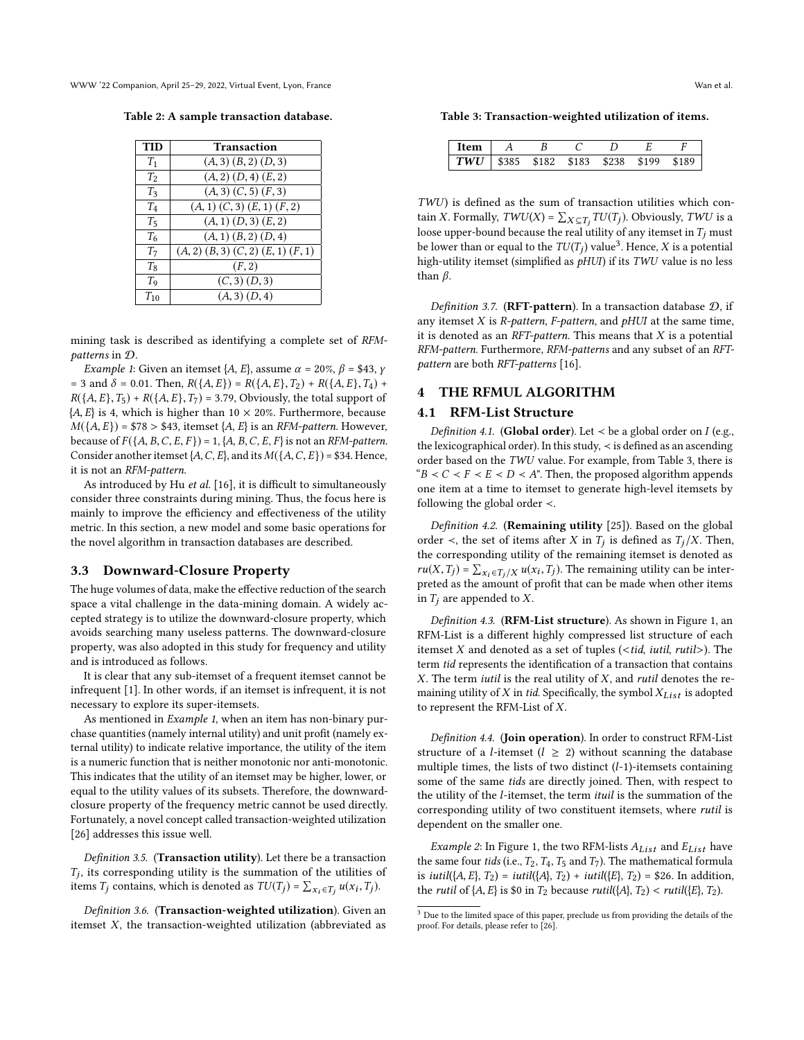Table 2: A sample transaction database.

| TID | Transaction |
| --- | --- |
| $T_1$ | $(A, 3)$ $(B, 2)$ $(D, 3)$ |
| $T_2$ | $(A, 2)$ $(D, 4)$ $(E, 2)$ |
| $T_3$ | $(A, 3)$ $(C, 5)$ $(F, 3)$ |
| $T_4$ | $(A, 1)$ $(C, 3)$ $(E, 1)$ $(F, 2)$ |
| $T_5$ | $(A, 1)$ $(D, 3)$ $(E, 2)$ |
| $T_6$ | $(A, 1)$ $(B, 2)$ $(D, 4)$ |
| $T_7$ | $(A, 2)$ $(B, 3)$ $(C, 2)$ $(E, 1)$ $(F, 1)$ |
| $T_8$ | $(F, 2)$ |
| $T_9$ | $(C, 3)$ $(D, 3)$ |
| $T_{10}$ | $(A, 3)$ $(D, 4)$ |

mining task is described as identifying a complete set of *RFM-patterns* in $\mathcal{D}$.

*Example 1*: Given an itemset {*A*, *E*}, assume $\alpha$ = 20%, $\beta$ = \$43, $\gamma$ = 3 and $\delta$ = 0.01. Then, $R(\{A, E\}) = R(\{A, E\}, T_2) + R(\{A, E\}, T_4) + R(\{A, E\}, T_5) + R(\{A, E\}, T_7) = 3.79$, Obviously, the total support of {*A*, *E*} is 4, which is higher than 10 × 20%. Furthermore, because $M(\{A, E\})$ = \$78 > \$43, itemset {*A*, *E*} is an *RFM-pattern*. However, because of $F(\{A, B, C, E, F\}) = 1$, {*A*, *B*, *C*, *E*, *F*} is not an *RFM-pattern*. Consider another itemset {*A*, *C*, *E*}, and its $M(\{A, C, E\})$ = \$34. Hence, it is not an *RFM-pattern*.

As introduced by Hu *et al.* [16], it is difficult to simultaneously consider three constraints during mining. Thus, the focus here is mainly to improve the efficiency and effectiveness of the utility metric. In this section, a new model and some basic operations for the novel algorithm in transaction databases are described.

### 3.3 Downward-Closure Property

The huge volumes of data, make the effective reduction of the search space a vital challenge in the data-mining domain. A widely accepted strategy is to utilize the downward-closure property, which avoids searching many useless patterns. The downward-closure property, was also adopted in this study for frequency and utility and is introduced as follows.

It is clear that any sub-itemset of a frequent itemset cannot be infrequent [1]. In other words, if an itemset is infrequent, it is not necessary to explore its super-itemsets.

As mentioned in *Example 1*, when an item has non-binary purchase quantities (namely internal utility) and unit profit (namely external utility) to indicate relative importance, the utility of the item is a numeric function that is neither monotonic nor anti-monotonic. This indicates that the utility of an itemset may be higher, lower, or equal to the utility values of its subsets. Therefore, the downward-closure property of the frequency metric cannot be used directly. Fortunately, a novel concept called transaction-weighted utilization [26] addresses this issue well.

*Definition 3.5.* **(Transaction utility)**. Let there be a transaction $T_j$, its corresponding utility is the summation of the utilities of items $T_j$ contains, which is denoted as $TU(T_j) = \sum_{x_i \in T_j} u(x_i, T_j)$.

*Definition 3.6.* **(Transaction-weighted utilization)**. Given an itemset $X$, the transaction-weighted utilization (abbreviated as *TWU*) is defined as the sum of transaction utilities which contain $X$. Formally, $TWU(X) = \sum_{X \subseteq T_j} TU(T_j)$. Obviously, *TWU* is a loose upper-bound because the real utility of any itemset in $T_j$ must be lower than or equal to the $TU(T_j)$ value[3]. Hence, $X$ is a potential high-utility itemset (simplified as *pHUI*) if its *TWU* value is no less than $\beta$.

Table 3: Transaction-weighted utilization of items.

| Item | *A* | *B* | *C* | *D* | *E* | *F* |
| --- | --- | --- | --- | --- | --- | --- |
| ***TWU*** | \$385 | \$182 | \$183 | \$238 | \$199 | \$189 |

*Definition 3.7.* **(RFT-pattern)**. In a transaction database $\mathcal{D}$, if any itemset $X$ is *R-pattern*, *F-pattern*, and *pHUI* at the same time, it is denoted as an *RFT-pattern*. This means that $X$ is a potential *RFM-pattern*. Furthermore, *RFM-patterns* and any subset of an *RFT-pattern* are both *RFT-patterns* [16].

## 4 THE RFMUL ALGORITHM

### 4.1 RFM-List Structure

*Definition 4.1.* **(Global order)**. Let $\prec$ be a global order on $I$ (e.g., the lexicographical order). In this study, $\prec$ is defined as an ascending order based on the *TWU* value. For example, from Table 3, there is "$B \prec C \prec F \prec E \prec D \prec A$". Then, the proposed algorithm appends one item at a time to itemset to generate high-level itemsets by following the global order $\prec$.

*Definition 4.2.* **(Remaining utility** [25]**)**. Based on the global order $\prec$, the set of items after $X$ in $T_j$ is defined as $T_j/X$. Then, the corresponding utility of the remaining itemset is denoted as $ru(X, T_j) = \sum_{x_i \in T_j/X} u(x_i, T_j)$. The remaining utility can be interpreted as the amount of profit that can be made when other items in $T_j$ are appended to $X$.

*Definition 4.3.* **(RFM-List structure)**. As shown in Figure 1, an RFM-List is a different highly compressed list structure of each itemset $X$ and denoted as a set of tuples (<*tid*, *iutil*, *rutil*>). The term *tid* represents the identification of a transaction that contains $X$. The term *iutil* is the real utility of $X$, and *rutil* denotes the remaining utility of $X$ in *tid*. Specifically, the symbol $X_{List}$ is adopted to represent the RFM-List of $X$.

*Definition 4.4.* **(Join operation)**. In order to construct RFM-List structure of a $l$-itemset ($l \geq 2$) without scanning the database multiple times, the lists of two distinct ($l$-1)-itemsets containing some of the same *tids* are directly joined. Then, with respect to the utility of the $l$-itemset, the term *ituil* is the summation of the corresponding utility of two constituent itemsets, where *rutil* is dependent on the smaller one.

*Example 2*: In Figure 1, the two RFM-lists $A_{List}$ and $E_{List}$ have the same four *tids* (i.e., $T_2$, $T_4$, $T_5$ and $T_7$). The mathematical formula is *iutil*({*A*, *E*}, $T_2$) = *iutil*({*A*}, $T_2$) + *iutil*({*E*}, $T_2$) = \$26. In addition, the *rutil* of {*A*, *E*} is \$0 in $T_2$ because *rutil*({*A*}, $T_2$) < *rutil*({*E*}, $T_2$).

[3] Due to the limited space of this paper, preclude us from providing the details of the proof. For details, please refer to [26].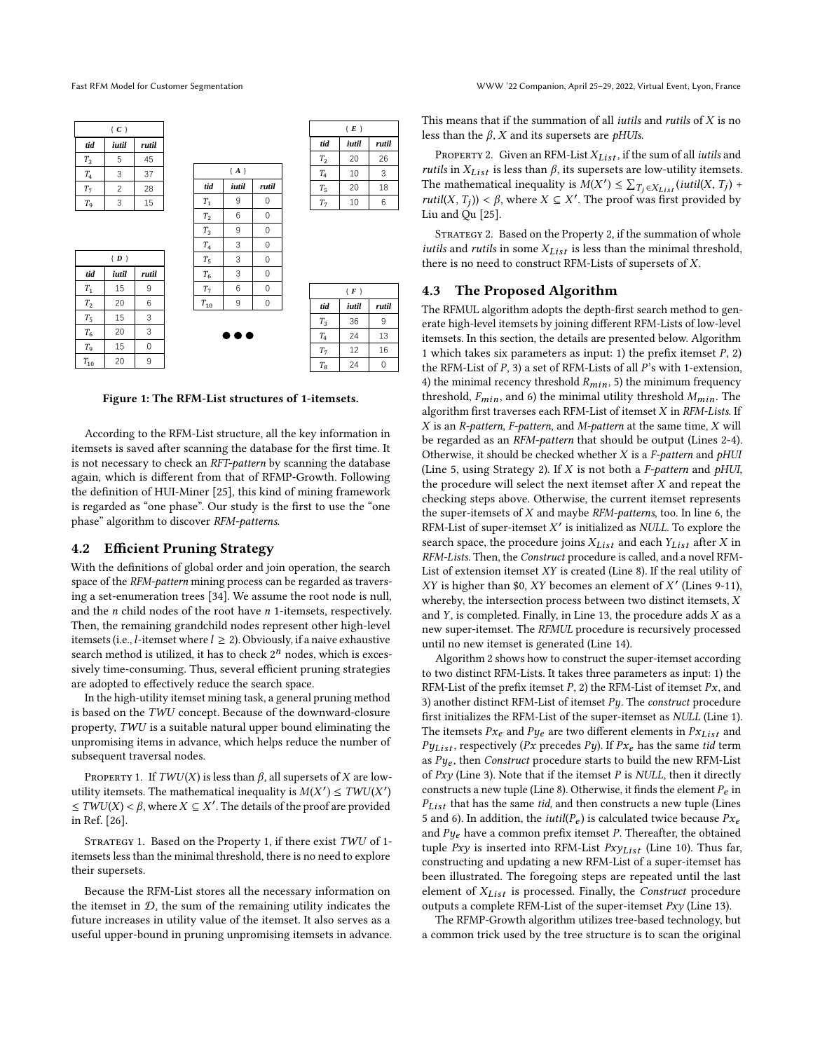| { C } | | |
| --- | --- | --- |
| *tid* | *iutil* | *rutil* |
| $T_3$ | 5 | 45 |
| $T_4$ | 3 | 37 |
| $T_7$ | 2 | 28 |
| $T_9$ | 3 | 15 |

| { A } | | |
| --- | --- | --- |
| *tid* | *iutil* | *rutil* |
| $T_1$ | 9 | 0 |
| $T_2$ | 6 | 0 |
| $T_3$ | 9 | 0 |
| $T_4$ | 3 | 0 |
| $T_5$ | 3 | 0 |
| $T_6$ | 3 | 0 |
| $T_7$ | 6 | 0 |
| $T_{10}$ | 9 | 0 |

| { E } | | |
| --- | --- | --- |
| *tid* | *iutil* | *rutil* |
| $T_2$ | 20 | 26 |
| $T_4$ | 10 | 3 |
| $T_5$ | 20 | 18 |
| $T_7$ | 10 | 6 |

| { D } | | |
| --- | --- | --- |
| *tid* | *iutil* | *rutil* |
| $T_1$ | 15 | 9 |
| $T_2$ | 20 | 6 |
| $T_5$ | 15 | 3 |
| $T_6$ | 20 | 3 |
| $T_9$ | 15 | 0 |
| $T_{10}$ | 20 | 9 |

●●●

| { F } | | |
| --- | --- | --- |
| *tid* | *iutil* | *rutil* |
| $T_3$ | 36 | 9 |
| $T_4$ | 24 | 13 |
| $T_7$ | 12 | 16 |
| $T_8$ | 24 | 0 |

**Figure 1: The RFM-List structures of 1-itemsets.**

According to the RFM-List structure, all the key information in itemsets is saved after scanning the database for the first time. It is not necessary to check an *RFT-pattern* by scanning the database again, which is different from that of RFMP-Growth. Following the definition of HUI-Miner [25], this kind of mining framework is regarded as "one phase". Our study is the first to use the "one phase" algorithm to discover *RFM-patterns*.

## 4.2 Efficient Pruning Strategy

With the definitions of global order and join operation, the search space of the *RFM-pattern* mining process can be regarded as traversing a set-enumeration trees [34]. We assume the root node is null, and the $n$ child nodes of the root have $n$ 1-itemsets, respectively. Then, the remaining grandchild nodes represent other high-level itemsets (i.e., $l$-itemset where $l \geq 2$). Obviously, if a naive exhaustive search method is utilized, it has to check $2^n$ nodes, which is excessively time-consuming. Thus, several efficient pruning strategies are adopted to effectively reduce the search space.

In the high-utility itemset mining task, a general pruning method is based on the *TWU* concept. Because of the downward-closure property, *TWU* is a suitable natural upper bound eliminating the unpromising items in advance, which helps reduce the number of subsequent traversal nodes.

Property 1. If $TWU(X)$ is less than $\beta$, all supersets of $X$ are low-utility itemsets. The mathematical inequality is $M(X') \leq TWU(X') \leq TWU(X) < \beta$, where $X \subseteq X'$. The details of the proof are provided in Ref. [26].

Strategy 1. Based on the Property 1, if there exist *TWU* of 1-itemsets less than the minimal threshold, there is no need to explore their supersets.

Because the RFM-List stores all the necessary information on the itemset in $\mathcal{D}$, the sum of the remaining utility indicates the future increases in utility value of the itemset. It also serves as a useful upper-bound in pruning unpromising itemsets in advance.

This means that if the summation of all *iutils* and *rutils* of $X$ is no less than the $\beta$, $X$ and its supersets are *pHUIs*.

Property 2. Given an RFM-List $X_{List}$, if the sum of all *iutils* and *rutils* in $X_{List}$ is less than $\beta$, its supersets are low-utility itemsets. The mathematical inequality is $M(X') \leq \sum_{T_j \in X_{List}} (iutil(X, T_j) + rutil(X, T_j)) < \beta$, where $X \subseteq X'$. The proof was first provided by Liu and Qu [25].

Strategy 2. Based on the Property 2, if the summation of whole *iutils* and *rutils* in some $X_{List}$ is less than the minimal threshold, there is no need to construct RFM-Lists of supersets of $X$.

## 4.3 The Proposed Algorithm

The RFMUL algorithm adopts the depth-first search method to generate high-level itemsets by joining different RFM-Lists of low-level itemsets. In this section, the details are presented below. Algorithm 1 which takes six parameters as input: 1) the prefix itemset $P$, 2) the RFM-List of $P$, 3) a set of RFM-Lists of all $P$'s with 1-extension, 4) the minimal recency threshold $R_{min}$, 5) the minimum frequency threshold, $F_{min}$, and 6) the minimal utility threshold $M_{min}$. The algorithm first traverses each RFM-List of itemset $X$ in *RFM-Lists*. If $X$ is an *R-pattern*, *F-pattern*, and *M-pattern* at the same time, $X$ will be regarded as an *RFM-pattern* that should be output (Lines 2-4). Otherwise, it should be checked whether $X$ is a *F-pattern* and *pHUI* (Line 5, using Strategy 2). If $X$ is not both a *F-pattern* and *pHUI*, the procedure will select the next itemset after $X$ and repeat the checking steps above. Otherwise, the current itemset represents the super-itemsets of $X$ and maybe *RFM-patterns*, too. In line 6, the RFM-List of super-itemset $X'$ is initialized as *NULL*. To explore the search space, the procedure joins $X_{List}$ and each $Y_{List}$ after $X$ in *RFM-Lists*. Then, the *Construct* procedure is called, and a novel RFM-List of extension itemset $XY$ is created (Line 8). If the real utility of $XY$ is higher than \$0, $XY$ becomes an element of $X'$ (Lines 9-11), whereby, the intersection process between two distinct itemsets, $X$ and $Y$, is completed. Finally, in Line 13, the procedure adds $X$ as a new super-itemset. The *RFMUL* procedure is recursively processed until no new itemset is generated (Line 14).

Algorithm 2 shows how to construct the super-itemset according to two distinct RFM-Lists. It takes three parameters as input: 1) the RFM-List of the prefix itemset $P$, 2) the RFM-List of itemset $Px$, and 3) another distinct RFM-List of itemset $Py$. The *construct* procedure first initializes the RFM-List of the super-itemset as *NULL* (Line 1). The itemsets $Px_e$ and $Py_e$ are two different elements in $Px_{List}$ and $Py_{List}$, respectively ($Px$ precedes $Py$). If $Px_e$ has the same *tid* term as $Py_e$, then *Construct* procedure starts to build the new RFM-List of $Pxy$ (Line 3). Note that if the itemset $P$ is *NULL*, then it directly constructs a new tuple (Line 8). Otherwise, it finds the element $P_e$ in $P_{List}$ that has the same *tid*, and then constructs a new tuple (Lines 5 and 6). In addition, the *iutil*($P_e$) is calculated twice because $Px_e$ and $Py_e$ have a common prefix itemset $P$. Thereafter, the obtained tuple $Pxy$ is inserted into RFM-List $Pxy_{List}$ (Line 10). Thus far, constructing and updating a new RFM-List of a super-itemset has been illustrated. The foregoing steps are repeated until the last element of $X_{List}$ is processed. Finally, the *Construct* procedure outputs a complete RFM-List of the super-itemset $Pxy$ (Line 13).

The RFMP-Growth algorithm utilizes tree-based technology, but a common trick used by the tree structure is to scan the original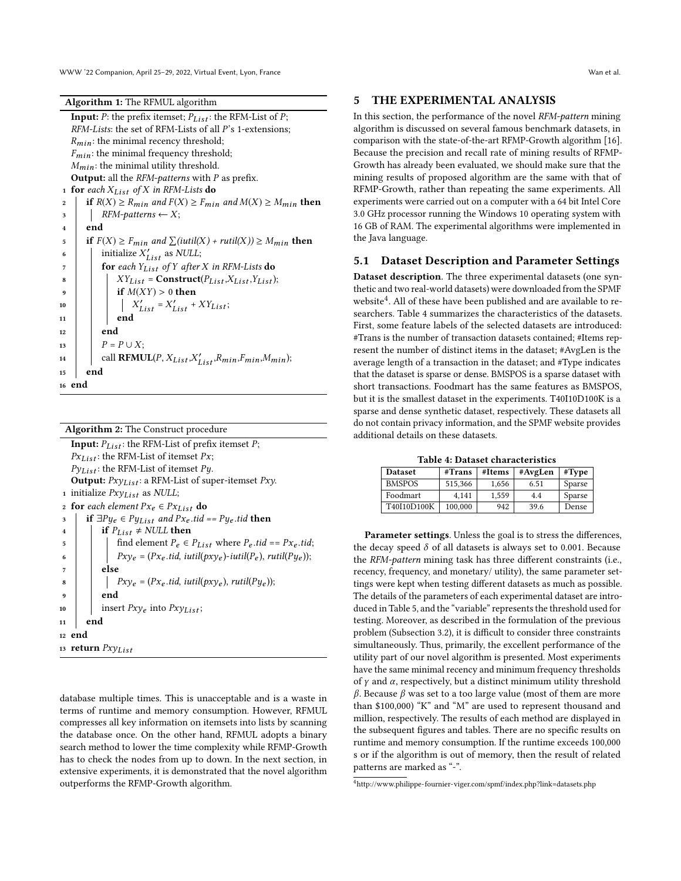**Algorithm 1:** The RFMUL algorithm

```
Input: P: the prefix itemset; P_List: the RFM-List of P;
RFM-Lists: the set of RFM-Lists of all P's 1-extensions;
R_min: the minimal recency threshold;
F_min: the minimal frequency threshold;
M_min: the minimal utility threshold.
Output: all the RFM-patterns with P as prefix.
1  for each X_List of X in RFM-Lists do
2      if R(X) ≥ R_min and F(X) ≥ F_min and M(X) ≥ M_min then
3          RFM-patterns ← X;
4      end
5      if F(X) ≥ F_min and ∑(iutil(X) + rutil(X)) ≥ M_min then
6          initialize X'_List as NULL;
7          for each Y_List of Y after X in RFM-Lists do
8              XY_List = Construct(P_List, X_List, Y_List);
9              if M(XY) > 0 then
10                 X'_List = X'_List + XY_List;
11             end
12         end
13         P = P ∪ X;
14         call RFMUL(P, X_List, X'_List, R_min, F_min, M_min);
15     end
16 end
```

**Algorithm 2:** The Construct procedure

```
Input: P_List: the RFM-List of prefix itemset P;
Px_List: the RFM-List of itemset Px;
Py_List: the RFM-List of itemset Py.
Output: Pxy_List: a RFM-List of super-itemset Pxy.
1  initialize Pxy_List as NULL;
2  for each element Px_e ∈ Px_List do
3      if ∃Py_e ∈ Py_List and Px_e.tid == Py_e.tid then
4          if P_List ≠ NULL then
5              find element P_e ∈ P_List where P_e.tid == Px_e.tid;
6              Pxy_e = (Px_e.tid, iutil(pxy_e)-iutil(P_e), rutil(Py_e));
7          else
8              Pxy_e = (Px_e.tid, iutil(pxy_e), rutil(Py_e));
9          end
10         insert Pxy_e into Pxy_List;
11     end
12 end
13 return Pxy_List
```

database multiple times. This is unacceptable and is a waste in terms of runtime and memory consumption. However, RFMUL compresses all key information on itemsets into lists by scanning the database once. On the other hand, RFMUL adopts a binary search method to lower the time complexity while RFMP-Growth has to check the nodes from up to down. In the next section, in extensive experiments, it is demonstrated that the novel algorithm outperforms the RFMP-Growth algorithm.

## 5 THE EXPERIMENTAL ANALYSIS

In this section, the performance of the novel *RFM-pattern* mining algorithm is discussed on several famous benchmark datasets, in comparison with the state-of-the-art RFMP-Growth algorithm [16]. Because the precision and recall rate of mining results of RFMP-Growth has already been evaluated, we should make sure that the mining results of proposed algorithm are the same with that of RFMP-Growth, rather than repeating the same experiments. All experiments were carried out on a computer with a 64 bit Intel Core 3.0 GHz processor running the Windows 10 operating system with 16 GB of RAM. The experimental algorithms were implemented in the Java language.

### 5.1 Dataset Description and Parameter Settings

**Dataset description**. The three experimental datasets (one synthetic and two real-world datasets) were downloaded from the SPMF website[4]. All of these have been published and are available to researchers. Table 4 summarizes the characteristics of the datasets. First, some feature labels of the selected datasets are introduced: #Trans is the number of transaction datasets contained; #Items represent the number of distinct items in the dataset; #AvgLen is the average length of a transaction in the dataset; and #Type indicates that the dataset is sparse or dense. BMSPOS is a sparse dataset with short transactions. Foodmart has the same features as BMSPOS, but it is the smallest dataset in the experiments. T40I10D100K is a sparse and dense synthetic dataset, respectively. These datasets all do not contain privacy information, and the SPMF website provides additional details on these datasets.

**Table 4: Dataset characteristics**

| Dataset | #Trans | #Items | #AvgLen | #Type |
|---|---|---|---|---|
| BMSPOS | 515,366 | 1,656 | 6.51 | Sparse |
| Foodmart | 4,141 | 1,559 | 4.4 | Sparse |
| T40I10D100K | 100,000 | 942 | 39.6 | Dense |

**Parameter settings**. Unless the goal is to stress the differences, the decay speed $\delta$ of all datasets is always set to 0.001. Because the *RFM-pattern* mining task has three different constraints (i.e., recency, frequency, and monetary/ utility), the same parameter settings were kept when testing different datasets as much as possible. The details of the parameters of each experimental dataset are introduced in Table 5, and the "variable" represents the threshold used for testing. Moreover, as described in the formulation of the previous problem (Subsection 3.2), it is difficult to consider three constraints simultaneously. Thus, primarily, the excellent performance of the utility part of our novel algorithm is presented. Most experiments have the same minimal recency and minimum frequency thresholds of $\gamma$ and $\alpha$, respectively, but a distinct minimum utility threshold $\beta$. Because $\beta$ was set to a too large value (most of them are more than \$100,000) "K" and "M" are used to represent thousand and million, respectively. The results of each method are displayed in the subsequent figures and tables. There are no specific results on runtime and memory consumption. If the runtime exceeds 100,000 s or if the algorithm is out of memory, then the result of related patterns are marked as "-".

[4] http://www.philippe-fournier-viger.com/spmf/index.php?link=datasets.php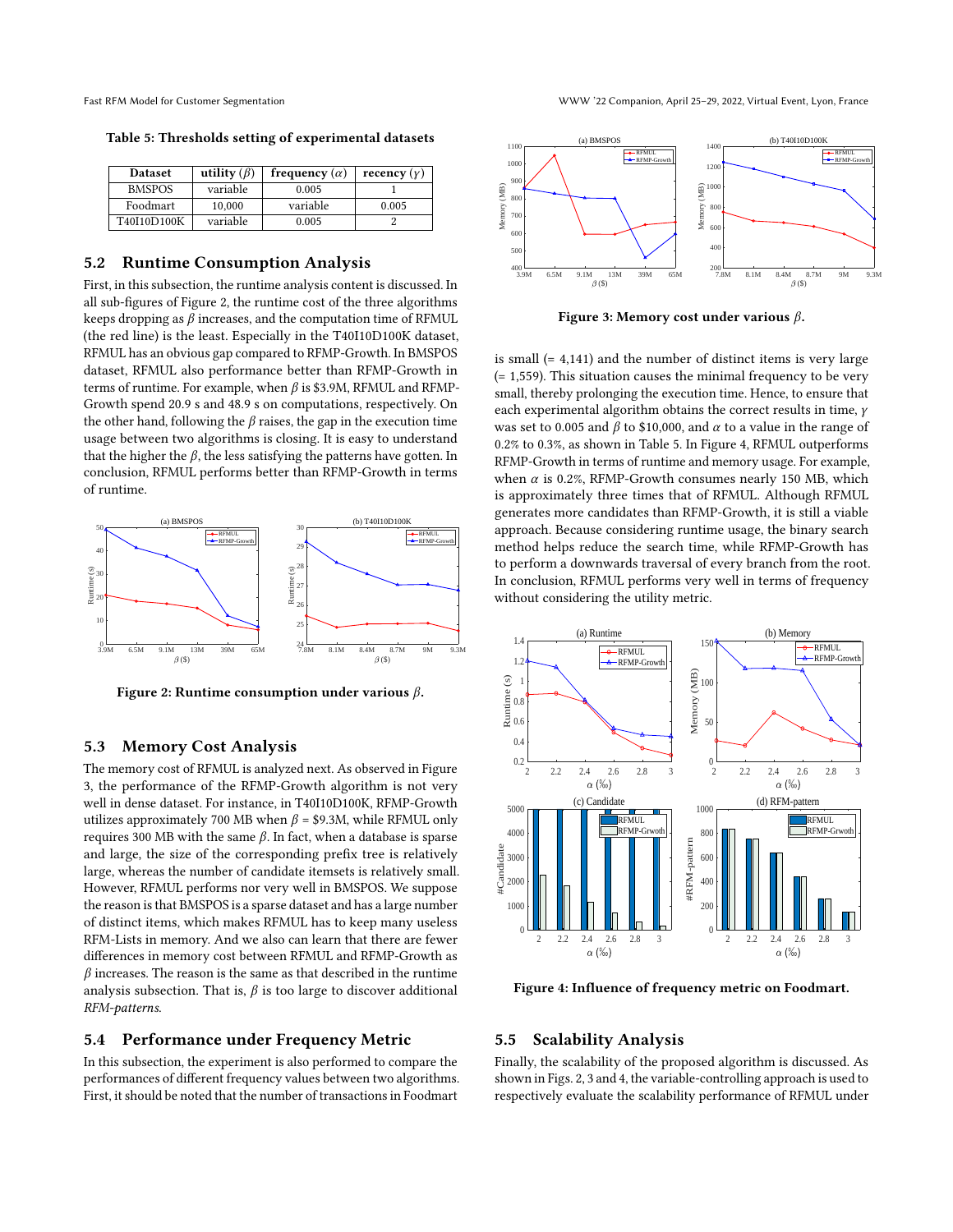Table 5: Thresholds setting of experimental datasets

| Dataset | utility ($\beta$) | frequency ($\alpha$) | recency ($\gamma$) |
|---|---|---|---|
| BMSPOS | variable | 0.005 | 1 |
| Foodmart | 10,000 | variable | 0.005 |
| T40I10D100K | variable | 0.005 | 2 |

## 5.2 Runtime Consumption Analysis

First, in this subsection, the runtime analysis content is discussed. In all sub-figures of Figure 2, the runtime cost of the three algorithms keeps dropping as $\beta$ increases, and the computation time of RFMUL (the red line) is the least. Especially in the T40I10D100K dataset, RFMUL has an obvious gap compared to RFMP-Growth. In BMSPOS dataset, RFMUL also performance better than RFMP-Growth in terms of runtime. For example, when $\beta$ is \$3.9M, RFMUL and RFMP-Growth spend 20.9 s and 48.9 s on computations, respectively. On the other hand, following the $\beta$ raises, the gap in the execution time usage between two algorithms is closing. It is easy to understand that the higher the $\beta$, the less satisfying the patterns have gotten. In conclusion, RFMUL performs better than RFMP-Growth in terms of runtime.

Figure 2: Runtime consumption under various $\beta$.

## 5.3 Memory Cost Analysis

The memory cost of RFMUL is analyzed next. As observed in Figure 3, the performance of the RFMP-Growth algorithm is not very well in dense dataset. For instance, in T40I10D100K, RFMP-Growth utilizes approximately 700 MB when $\beta$ = \$9.3M, while RFMUL only requires 300 MB with the same $\beta$. In fact, when a database is sparse and large, the size of the corresponding prefix tree is relatively large, whereas the number of candidate itemsets is relatively small. However, RFMUL performs nor very well in BMSPOS. We suppose the reason is that BMSPOS is a sparse dataset and has a large number of distinct items, which makes RFMUL has to keep many useless RFM-Lists in memory. And we also can learn that there are fewer differences in memory cost between RFMUL and RFMP-Growth as $\beta$ increases. The reason is the same as that described in the runtime analysis subsection. That is, $\beta$ is too large to discover additional *RFM-patterns*.

## 5.4 Performance under Frequency Metric

In this subsection, the experiment is also performed to compare the performances of different frequency values between two algorithms. First, it should be noted that the number of transactions in Foodmart is small (= 4,141) and the number of distinct items is very large (= 1,559). This situation causes the minimal frequency to be very small, thereby prolonging the execution time. Hence, to ensure that each experimental algorithm obtains the correct results in time, $\gamma$ was set to 0.005 and $\beta$ to \$10,000, and $\alpha$ to a value in the range of 0.2% to 0.3%, as shown in Table 5. In Figure 4, RFMUL outperforms RFMP-Growth in terms of runtime and memory usage. For example, when $\alpha$ is 0.2%, RFMP-Growth consumes nearly 150 MB, which is approximately three times that of RFMUL. Although RFMUL generates more candidates than RFMP-Growth, it is still a viable approach. Because considering runtime usage, the binary search method helps reduce the search time, while RFMP-Growth has to perform a downwards traversal of every branch from the root. In conclusion, RFMUL performs very well in terms of frequency without considering the utility metric.

Figure 3: Memory cost under various $\beta$.

Figure 4: Influence of frequency metric on Foodmart.

## 5.5 Scalability Analysis

Finally, the scalability of the proposed algorithm is discussed. As shown in Figs. 2, 3 and 4, the variable-controlling approach is used to respectively evaluate the scalability performance of RFMUL under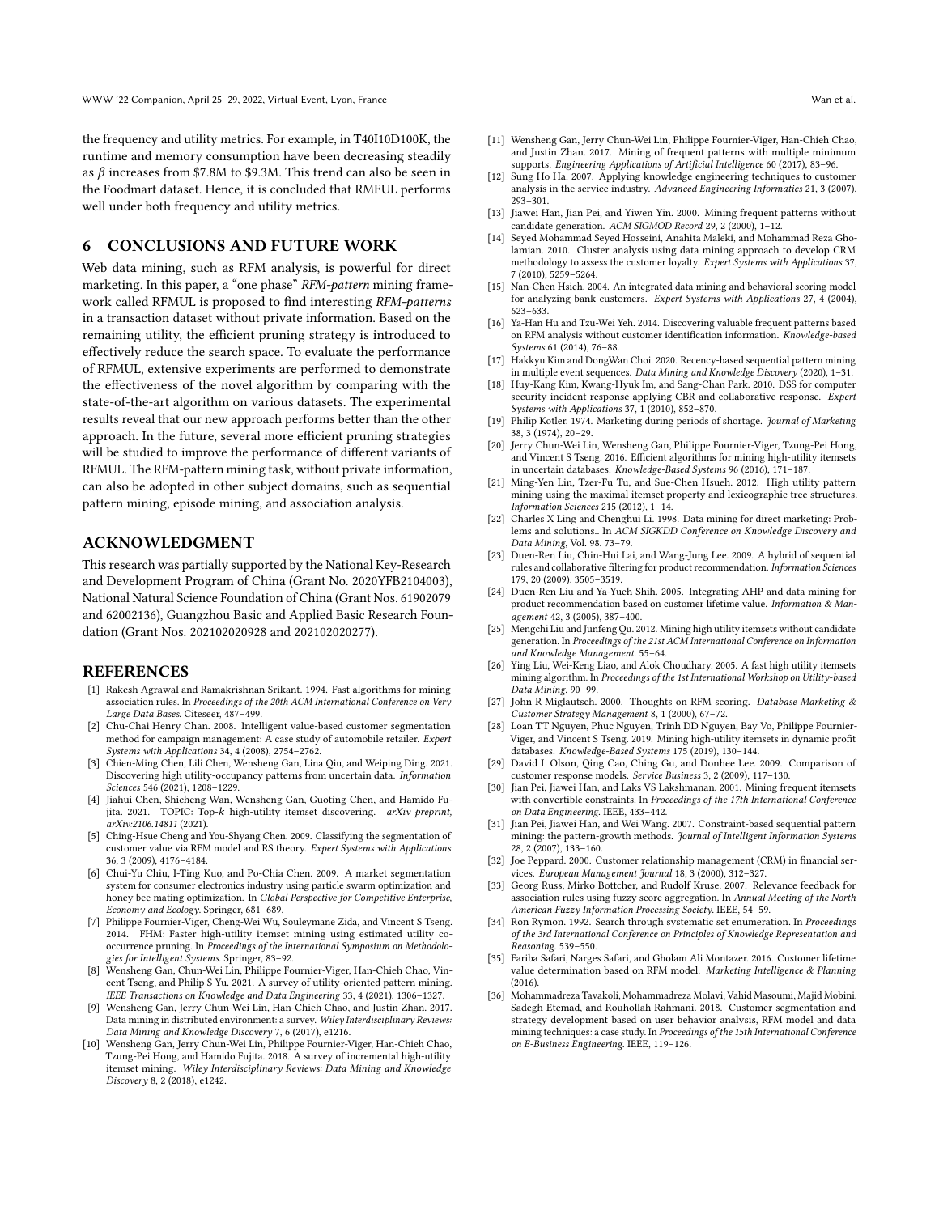the frequency and utility metrics. For example, in T40I10D100K, the runtime and memory consumption have been decreasing steadily as $\beta$ increases from \$7.8M to \$9.3M. This trend can also be seen in the Foodmart dataset. Hence, it is concluded that RMFUL performs well under both frequency and utility metrics.

## 6 CONCLUSIONS AND FUTURE WORK

Web data mining, such as RFM analysis, is powerful for direct marketing. In this paper, a "one phase" *RFM-pattern* mining framework called RFMUL is proposed to find interesting *RFM-patterns* in a transaction dataset without private information. Based on the remaining utility, the efficient pruning strategy is introduced to effectively reduce the search space. To evaluate the performance of RFMUL, extensive experiments are performed to demonstrate the effectiveness of the novel algorithm by comparing with the state-of-the-art algorithm on various datasets. The experimental results reveal that our new approach performs better than the other approach. In the future, several more efficient pruning strategies will be studied to improve the performance of different variants of RFMUL. The RFM-pattern mining task, without private information, can also be adopted in other subject domains, such as sequential pattern mining, episode mining, and association analysis.

## ACKNOWLEDGMENT

This research was partially supported by the National Key-Research and Development Program of China (Grant No. 2020YFB2104003), National Natural Science Foundation of China (Grant Nos. 61902079 and 62002136), Guangzhou Basic and Applied Basic Research Foundation (Grant Nos. 202102020928 and 202102020277).

## REFERENCES

[1] Rakesh Agrawal and Ramakrishnan Srikant. 1994. Fast algorithms for mining association rules. In *Proceedings of the 20th ACM International Conference on Very Large Data Bases*. Citeseer, 487–499.

[2] Chu-Chai Henry Chan. 2008. Intelligent value-based customer segmentation method for campaign management: A case study of automobile retailer. *Expert Systems with Applications* 34, 4 (2008), 2754–2762.

[3] Chien-Ming Chen, Lili Chen, Wensheng Gan, Lina Qiu, and Weiping Ding. 2021. Discovering high utility-occupancy patterns from uncertain data. *Information Sciences* 546 (2021), 1208–1229.

[4] Jiahui Chen, Shicheng Wan, Wensheng Gan, Guoting Chen, and Hamido Fujita. 2021. TOPIC: Top-$k$ high-utility itemset discovering. *arXiv preprint, arXiv:2106.14811* (2021).

[5] Ching-Hsue Cheng and You-Shyang Chen. 2009. Classifying the segmentation of customer value via RFM model and RS theory. *Expert Systems with Applications* 36, 3 (2009), 4176–4184.

[6] Chui-Yu Chiu, I-Ting Kuo, and Po-Chia Chen. 2009. A market segmentation system for consumer electronics industry using particle swarm optimization and honey bee mating optimization. In *Global Perspective for Competitive Enterprise, Economy and Ecology*. Springer, 681–689.

[7] Philippe Fournier-Viger, Cheng-Wei Wu, Souleymane Zida, and Vincent S Tseng. 2014. FHM: Faster high-utility itemset mining using estimated utility co-occurrence pruning. In *Proceedings of the International Symposium on Methodologies for Intelligent Systems*. Springer, 83–92.

[8] Wensheng Gan, Chun-Wei Lin, Philippe Fournier-Viger, Han-Chieh Chao, Vincent Tseng, and Philip S Yu. 2021. A survey of utility-oriented pattern mining. *IEEE Transactions on Knowledge and Data Engineering* 33, 4 (2021), 1306–1327.

[9] Wensheng Gan, Jerry Chun-Wei Lin, Han-Chieh Chao, and Justin Zhan. 2017. Data mining in distributed environment: a survey. *Wiley Interdisciplinary Reviews: Data Mining and Knowledge Discovery* 7, 6 (2017), e1216.

[10] Wensheng Gan, Jerry Chun-Wei Lin, Philippe Fournier-Viger, Han-Chieh Chao, Tzung-Pei Hong, and Hamido Fujita. 2018. A survey of incremental high-utility itemset mining. *Wiley Interdisciplinary Reviews: Data Mining and Knowledge Discovery* 8, 2 (2018), e1242.

[11] Wensheng Gan, Jerry Chun-Wei Lin, Philippe Fournier-Viger, Han-Chieh Chao, and Justin Zhan. 2017. Mining of frequent patterns with multiple minimum supports. *Engineering Applications of Artificial Intelligence* 60 (2017), 83–96.

[12] Sung Ho Ha. 2007. Applying knowledge engineering techniques to customer analysis in the service industry. *Advanced Engineering Informatics* 21, 3 (2007), 293–301.

[13] Jiawei Han, Jian Pei, and Yiwen Yin. 2000. Mining frequent patterns without candidate generation. *ACM SIGMOD Record* 29, 2 (2000), 1–12.

[14] Seyed Mohammad Seyed Hosseini, Anahita Maleki, and Mohammad Reza Gholamian. 2010. Cluster analysis using data mining approach to develop CRM methodology to assess the customer loyalty. *Expert Systems with Applications* 37, 7 (2010), 5259–5264.

[15] Nan-Chen Hsieh. 2004. An integrated data mining and behavioral scoring model for analyzing bank customers. *Expert Systems with Applications* 27, 4 (2004), 623–633.

[16] Ya-Han Hu and Tzu-Wei Yeh. 2014. Discovering valuable frequent patterns based on RFM analysis without customer identification information. *Knowledge-based Systems* 61 (2014), 76–88.

[17] Hakkyu Kim and DongWan Choi. 2020. Recency-based sequential pattern mining in multiple event sequences. *Data Mining and Knowledge Discovery* (2020), 1–31.

[18] Huy-Kang Kim, Kwang-Hyuk Im, and Sang-Chan Park. 2010. DSS for computer security incident response applying CBR and collaborative response. *Expert Systems with Applications* 37, 1 (2010), 852–870.

[19] Philip Kotler. 1974. Marketing during periods of shortage. *Journal of Marketing* 38, 3 (1974), 20–29.

[20] Jerry Chun-Wei Lin, Wensheng Gan, Philippe Fournier-Viger, Tzung-Pei Hong, and Vincent S Tseng. 2016. Efficient algorithms for mining high-utility itemsets in uncertain databases. *Knowledge-Based Systems* 96 (2016), 171–187.

[21] Ming-Yen Lin, Tzer-Fu Tu, and Sue-Chen Hsueh. 2012. High utility pattern mining using the maximal itemset property and lexicographic tree structures. *Information Sciences* 215 (2012), 1–14.

[22] Charles X Ling and Chenghui Li. 1998. Data mining for direct marketing: Problems and solutions.. In *ACM SIGKDD Conference on Knowledge Discovery and Data Mining*, Vol. 98. 73–79.

[23] Duen-Ren Liu, Chin-Hui Lai, and Wang-Jung Lee. 2009. A hybrid of sequential rules and collaborative filtering for product recommendation. *Information Sciences* 179, 20 (2009), 3505–3519.

[24] Duen-Ren Liu and Ya-Yueh Shih. 2005. Integrating AHP and data mining for product recommendation based on customer lifetime value. *Information & Management* 42, 3 (2005), 387–400.

[25] Mengchi Liu and Junfeng Qu. 2012. Mining high utility itemsets without candidate generation. In *Proceedings of the 21st ACM International Conference on Information and Knowledge Management*. 55–64.

[26] Ying Liu, Wei-Keng Liao, and Alok Choudhary. 2005. A fast high utility itemsets mining algorithm. In *Proceedings of the 1st International Workshop on Utility-based Data Mining*. 90–99.

[27] John R Miglautsch. 2000. Thoughts on RFM scoring. *Database Marketing & Customer Strategy Management* 8, 1 (2000), 67–72.

[28] Loan TT Nguyen, Phuc Nguyen, Trinh DD Nguyen, Bay Vo, Philippe Fournier-Viger, and Vincent S Tseng. 2019. Mining high-utility itemsets in dynamic profit databases. *Knowledge-Based Systems* 175 (2019), 130–144.

[29] David L Olson, Qing Cao, Ching Gu, and Donhee Lee. 2009. Comparison of customer response models. *Service Business* 3, 2 (2009), 117–130.

[30] Jian Pei, Jiawei Han, and Laks VS Lakshmanan. 2001. Mining frequent itemsets with convertible constraints. In *Proceedings of the 17th International Conference on Data Engineering*. IEEE, 433–442.

[31] Jian Pei, Jiawei Han, and Wei Wang. 2007. Constraint-based sequential pattern mining: the pattern-growth methods. *Journal of Intelligent Information Systems* 28, 2 (2007), 133–160.

[32] Joe Peppard. 2000. Customer relationship management (CRM) in financial services. *European Management Journal* 18, 3 (2000), 312–327.

[33] Georg Russ, Mirko Bottcher, and Rudolf Kruse. 2007. Relevance feedback for association rules using fuzzy score aggregation. In *Annual Meeting of the North American Fuzzy Information Processing Society*. IEEE, 54–59.

[34] Ron Rymon. 1992. Search through systematic set enumeration. In *Proceedings of the 3rd International Conference on Principles of Knowledge Representation and Reasoning*. 539–550.

[35] Fariba Safari, Narges Safari, and Gholam Ali Montazer. 2016. Customer lifetime value determination based on RFM model. *Marketing Intelligence & Planning* (2016).

[36] Mohammadreza Tavakoli, Mohammadreza Molavi, Vahid Masoumi, Majid Mobini, Sadegh Etemad, and Rouhollah Rahmani. 2018. Customer segmentation and strategy development based on user behavior analysis, RFM model and data mining techniques: a case study. In *Proceedings of the 15th International Conference on E-Business Engineering*. IEEE, 119–126.